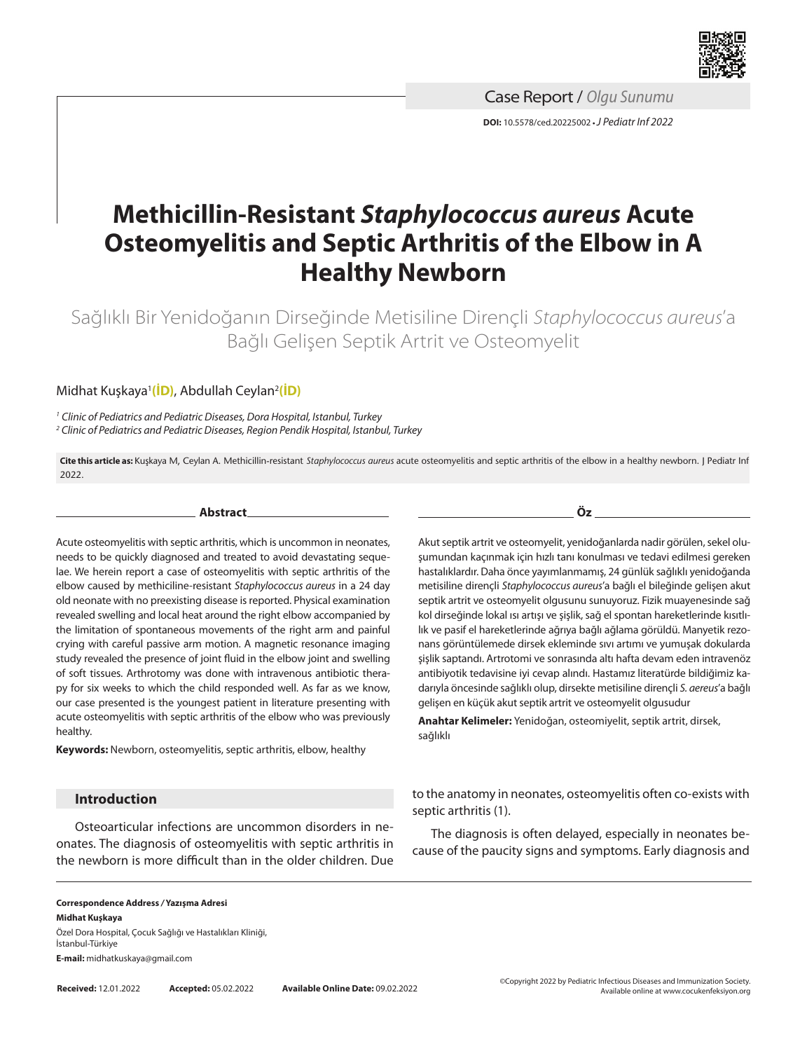Case Report / *Olgu Sunumu*

**DOI:** 10.5578/ced.20225002 • *J Pediatr Inf 2022*

# Methicillin-Resistant *Staphylococcus aureus* Acute Osteomyelitis and Septic Arthritis of the Elbow in A Healthy Newborn

Sağlıklı Bir Yenidoğanın Dirseğinde Metisiline Dirençli *Staphylococcus aureus*'a Bağlı Gelişen Septik Artrit ve Osteomyelit

Midhat Kuşkaya[1], Abdullah Ceylan[2]

[1] *Clinic of Pediatrics and Pediatric Diseases, Dora Hospital, Istanbul, Turkey*
[2] *Clinic of Pediatrics and Pediatric Diseases, Region Pendik Hospital, Istanbul, Turkey*

**Cite this article as:** Kuşkaya M, Ceylan A. Methicillin-resistant *Staphylococcus aureus* acute osteomyelitis and septic arthritis of the elbow in a healthy newborn. J Pediatr Inf 2022.

## Abstract

Acute osteomyelitis with septic arthritis, which is uncommon in neonates, needs to be quickly diagnosed and treated to avoid devastating sequelae. We herein report a case of osteomyelitis with septic arthritis of the elbow caused by methiciline-resistant *Staphylococcus aureus* in a 24 day old neonate with no preexisting disease is reported. Physical examination revealed swelling and local heat around the right elbow accompanied by the limitation of spontaneous movements of the right arm and painful crying with careful passive arm motion. A magnetic resonance imaging study revealed the presence of joint fluid in the elbow joint and swelling of soft tissues. Arthrotomy was done with intravenous antibiotic therapy for six weeks to which the child responded well. As far as we know, our case presented is the youngest patient in literature presenting with acute osteomyelitis with septic arthritis of the elbow who was previously healthy.

**Keywords:** Newborn, osteomyelitis, septic arthritis, elbow, healthy

## Öz

Akut septik artrit ve osteomyelit, yenidoğanlarda nadir görülen, sekel oluşumundan kaçınmak için hızlı tanı konulması ve tedavi edilmesi gereken hastalıklardır. Daha önce yayımlanmamış, 24 günlük sağlıklı yenidoğanda metisiline dirençli *Staphylococcus aureus*'a bağlı el bileğinde gelişen akut septik artrit ve osteomyelit olgusunu sunuyoruz. Fizik muayenesinde sağ kol dirseğinde lokal ısı artışı ve şişlik, sağ el spontan hareketlerinde kısıtlılık ve pasif el hareketlerinde ağrıya bağlı ağlama görüldü. Manyetik rezonans görüntülemede dirsek ekleminde sıvı artımı ve yumuşak dokularda şişlik saptandı. Artrotomi ve sonrasında altı hafta devam eden intravenöz antibiyotik tedavisine iyi cevap alındı. Hastamız literatürde bildiğimiz kadarıyla öncesinde sağlıklı olup, dirsekte metisiline dirençli *S. aereus*'a bağlı gelişen en küçük akut septik artrit ve osteomyelit olgusudur

**Anahtar Kelimeler:** Yenidoğan, osteomiyelit, septik artrit, dirsek, sağlıklı

## Introduction

Osteoarticular infections are uncommon disorders in neonates. The diagnosis of osteomyelitis with septic arthritis in the newborn is more difficult than in the older children. Due to the anatomy in neonates, osteomyelitis often co-exists with septic arthritis (1).

The diagnosis is often delayed, especially in neonates because of the paucity signs and symptoms. Early diagnosis and

**Correspondence Address / Yazışma Adresi**
**Midhat Kuşkaya**
Özel Dora Hospital, Çocuk Sağlığı ve Hastalıkları Kliniği, İstanbul-Türkiye
**E-mail:** midhatkuskaya@gmail.com

**Received:** 12.01.2022 **Accepted:** 05.02.2022 **Available Online Date:** 09.02.2022

©Copyright 2022 by Pediatric Infectious Diseases and Immunization Society. Available online at www.cocukenfeksiyon.org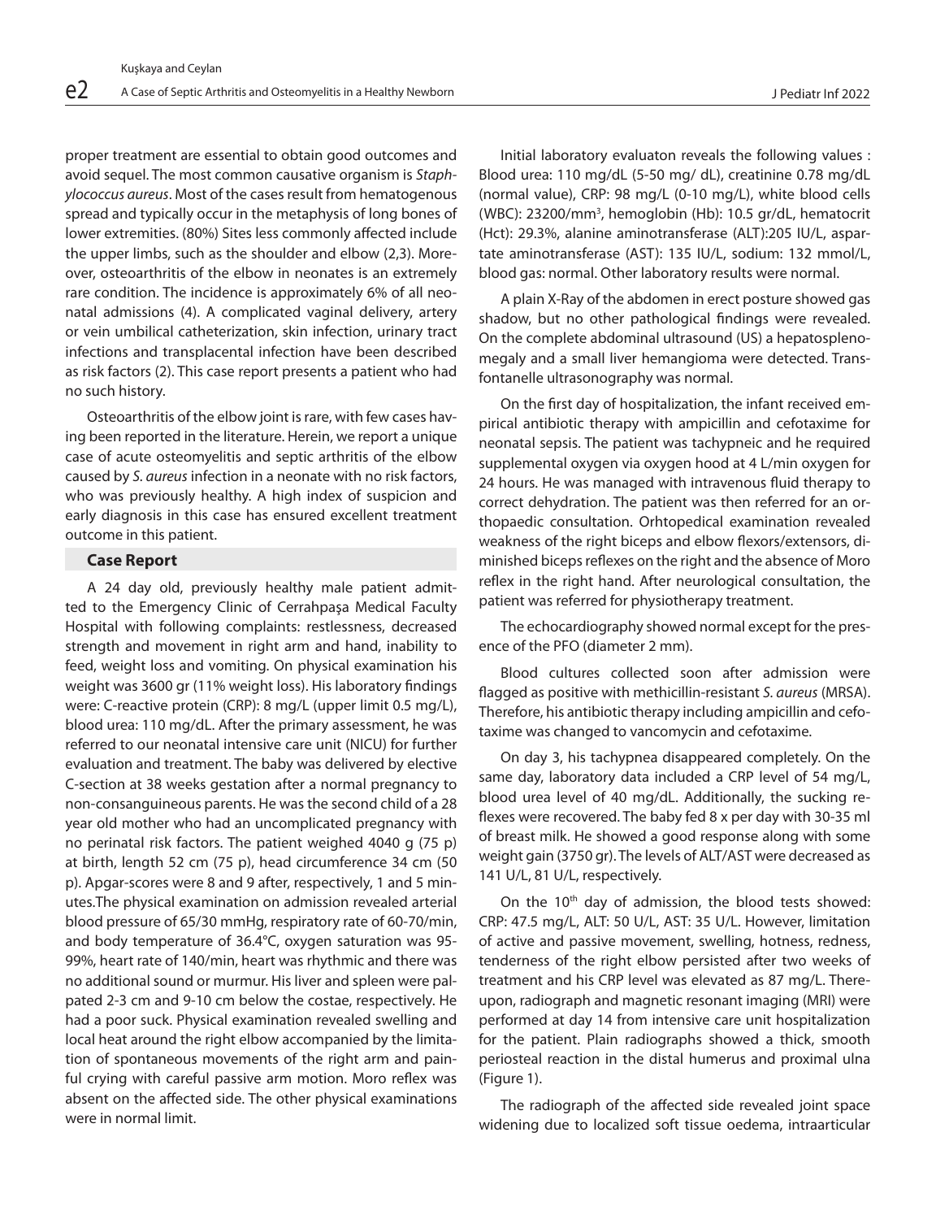proper treatment are essential to obtain good outcomes and avoid sequel. The most common causative organism is *Staphylococcus aureus*. Most of the cases result from hematogenous spread and typically occur in the metaphysis of long bones of lower extremities. (80%) Sites less commonly affected include the upper limbs, such as the shoulder and elbow (2,3). Moreover, osteoarthritis of the elbow in neonates is an extremely rare condition. The incidence is approximately 6% of all neonatal admissions (4). A complicated vaginal delivery, artery or vein umbilical catheterization, skin infection, urinary tract infections and transplacental infection have been described as risk factors (2). This case report presents a patient who had no such history.

Osteoarthritis of the elbow joint is rare, with few cases having been reported in the literature. Herein, we report a unique case of acute osteomyelitis and septic arthritis of the elbow caused by *S. aureus* infection in a neonate with no risk factors, who was previously healthy. A high index of suspicion and early diagnosis in this case has ensured excellent treatment outcome in this patient.

## Case Report

A 24 day old, previously healthy male patient admitted to the Emergency Clinic of Cerrahpaşa Medical Faculty Hospital with following complaints: restlessness, decreased strength and movement in right arm and hand, inability to feed, weight loss and vomiting. On physical examination his weight was 3600 gr (11% weight loss). His laboratory findings were: C-reactive protein (CRP): 8 mg/L (upper limit 0.5 mg/L), blood urea: 110 mg/dL. After the primary assessment, he was referred to our neonatal intensive care unit (NICU) for further evaluation and treatment. The baby was delivered by elective C-section at 38 weeks gestation after a normal pregnancy to non-consanguineous parents. He was the second child of a 28 year old mother who had an uncomplicated pregnancy with no perinatal risk factors. The patient weighed 4040 g (75 p) at birth, length 52 cm (75 p), head circumference 34 cm (50 p). Apgar-scores were 8 and 9 after, respectively, 1 and 5 minutes.The physical examination on admission revealed arterial blood pressure of 65/30 mmHg, respiratory rate of 60-70/min, and body temperature of 36.4°C, oxygen saturation was 95-99%, heart rate of 140/min, heart was rhythmic and there was no additional sound or murmur. His liver and spleen were palpated 2-3 cm and 9-10 cm below the costae, respectively. He had a poor suck. Physical examination revealed swelling and local heat around the right elbow accompanied by the limitation of spontaneous movements of the right arm and painful crying with careful passive arm motion. Moro reflex was absent on the affected side. The other physical examinations were in normal limit.

Initial laboratory evaluaton reveals the following values : Blood urea: 110 mg/dL (5-50 mg/ dL), creatinine 0.78 mg/dL (normal value), CRP: 98 mg/L (0-10 mg/L), white blood cells (WBC): 23200/mm$^3$, hemoglobin (Hb): 10.5 gr/dL, hematocrit (Hct): 29.3%, alanine aminotransferase (ALT):205 IU/L, aspartate aminotransferase (AST): 135 IU/L, sodium: 132 mmol/L, blood gas: normal. Other laboratory results were normal.

A plain X-Ray of the abdomen in erect posture showed gas shadow, but no other pathological findings were revealed. On the complete abdominal ultrasound (US) a hepatosplenomegaly and a small liver hemangioma were detected. Transfontanelle ultrasonography was normal.

On the first day of hospitalization, the infant received empirical antibiotic therapy with ampicillin and cefotaxime for neonatal sepsis. The patient was tachypneic and he required supplemental oxygen via oxygen hood at 4 L/min oxygen for 24 hours. He was managed with intravenous fluid therapy to correct dehydration. The patient was then referred for an orthopaedic consultation. Orhtopedical examination revealed weakness of the right biceps and elbow flexors/extensors, diminished biceps reflexes on the right and the absence of Moro reflex in the right hand. After neurological consultation, the patient was referred for physiotherapy treatment.

The echocardiography showed normal except for the presence of the PFO (diameter 2 mm).

Blood cultures collected soon after admission were flagged as positive with methicillin-resistant *S. aureus* (MRSA). Therefore, his antibiotic therapy including ampicillin and cefotaxime was changed to vancomycin and cefotaxime.

On day 3, his tachypnea disappeared completely. On the same day, laboratory data included a CRP level of 54 mg/L, blood urea level of 40 mg/dL. Additionally, the sucking reflexes were recovered. The baby fed 8 x per day with 30-35 ml of breast milk. He showed a good response along with some weight gain (3750 gr). The levels of ALT/AST were decreased as 141 U/L, 81 U/L, respectively.

On the 10th day of admission, the blood tests showed: CRP: 47.5 mg/L, ALT: 50 U/L, AST: 35 U/L. However, limitation of active and passive movement, swelling, hotness, redness, tenderness of the right elbow persisted after two weeks of treatment and his CRP level was elevated as 87 mg/L. Thereupon, radiograph and magnetic resonant imaging (MRI) were performed at day 14 from intensive care unit hospitalization for the patient. Plain radiographs showed a thick, smooth periosteal reaction in the distal humerus and proximal ulna (Figure 1).

The radiograph of the affected side revealed joint space widening due to localized soft tissue oedema, intraarticular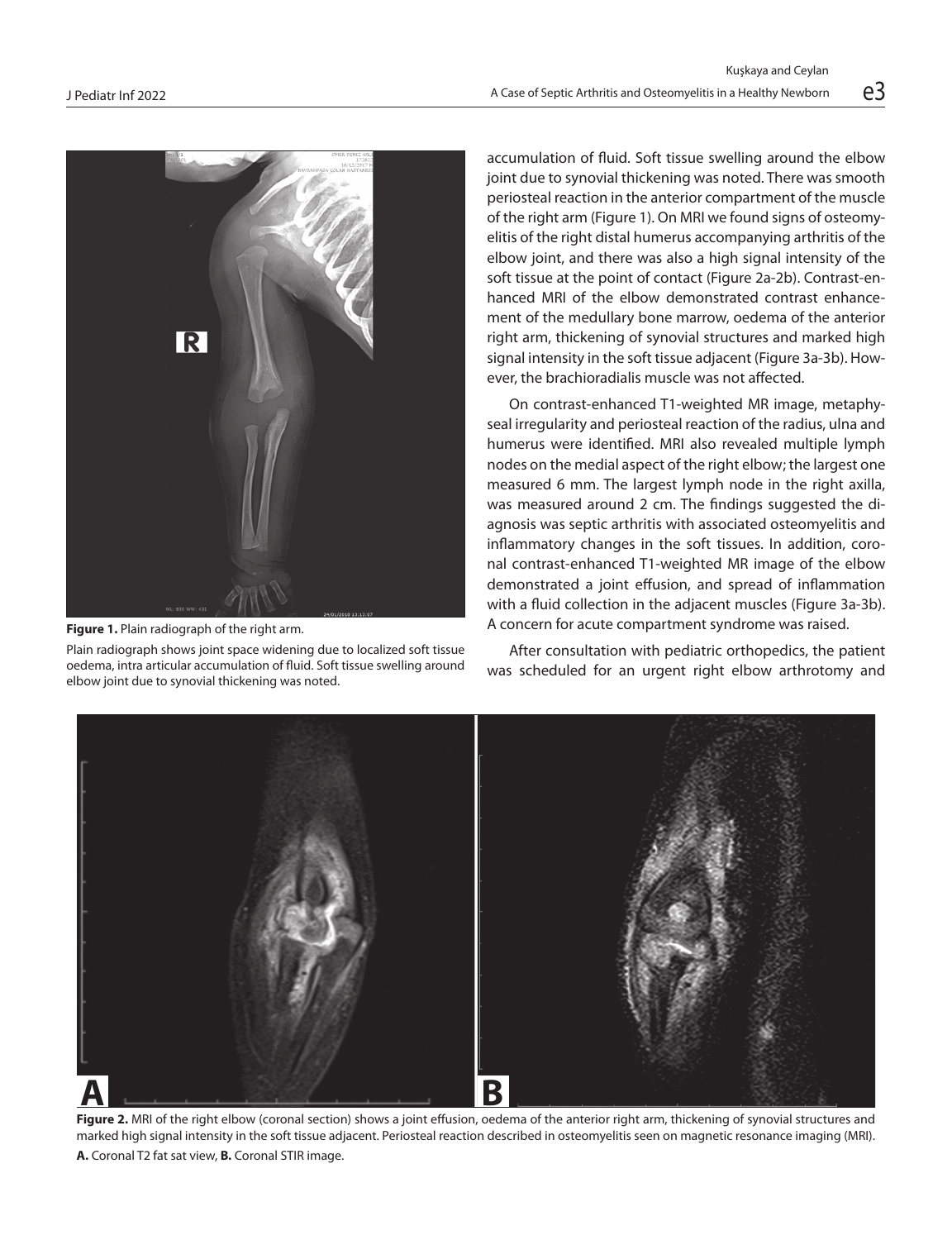**Figure 1.** Plain radiograph of the right arm.

Plain radiograph shows joint space widening due to localized soft tissue oedema, intra articular accumulation of fluid. Soft tissue swelling around elbow joint due to synovial thickening was noted.

accumulation of fluid. Soft tissue swelling around the elbow joint due to synovial thickening was noted. There was smooth periosteal reaction in the anterior compartment of the muscle of the right arm (Figure 1). On MRI we found signs of osteomyelitis of the right distal humerus accompanying arthritis of the elbow joint, and there was also a high signal intensity of the soft tissue at the point of contact (Figure 2a-2b). Contrast-enhanced MRI of the elbow demonstrated contrast enhancement of the medullary bone marrow, oedema of the anterior right arm, thickening of synovial structures and marked high signal intensity in the soft tissue adjacent (Figure 3a-3b). However, the brachioradialis muscle was not affected.

On contrast-enhanced T1-weighted MR image, metaphyseal irregularity and periosteal reaction of the radius, ulna and humerus were identified. MRI also revealed multiple lymph nodes on the medial aspect of the right elbow; the largest one measured 6 mm. The largest lymph node in the right axilla, was measured around 2 cm. The findings suggested the diagnosis was septic arthritis with associated osteomyelitis and inflammatory changes in the soft tissues. In addition, coronal contrast-enhanced T1-weighted MR image of the elbow demonstrated a joint effusion, and spread of inflammation with a fluid collection in the adjacent muscles (Figure 3a-3b). A concern for acute compartment syndrome was raised.

After consultation with pediatric orthopedics, the patient was scheduled for an urgent right elbow arthrotomy and

**Figure 2.** MRI of the right elbow (coronal section) shows a joint effusion, oedema of the anterior right arm, thickening of synovial structures and marked high signal intensity in the soft tissue adjacent. Periosteal reaction described in osteomyelitis seen on magnetic resonance imaging (MRI).

**A.** Coronal T2 fat sat view, **B.** Coronal STIR image.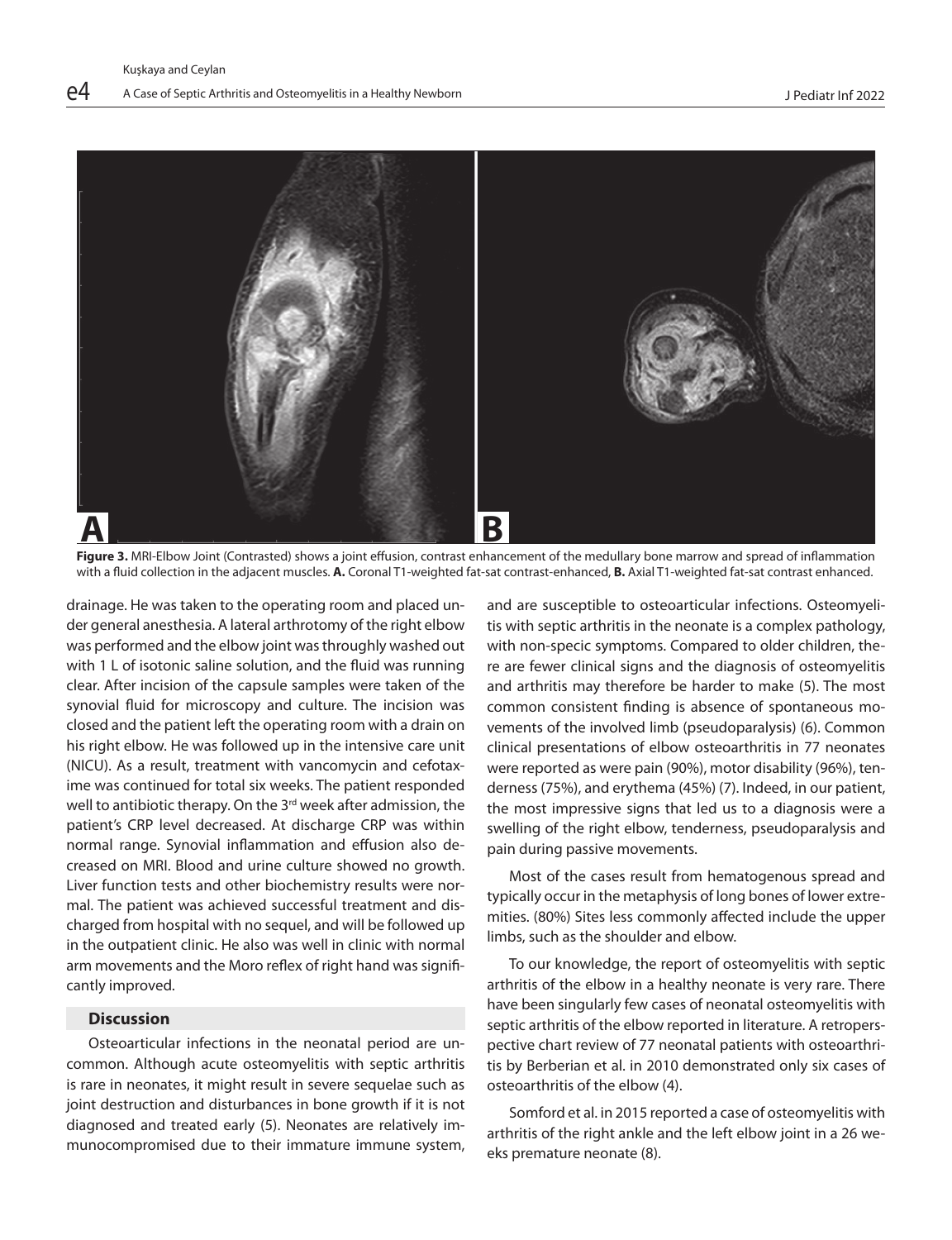**Figure 3.** MRI-Elbow Joint (Contrasted) shows a joint effusion, contrast enhancement of the medullary bone marrow and spread of inflammation with a fluid collection in the adjacent muscles. **A.** Coronal T1-weighted fat-sat contrast-enhanced, **B.** Axial T1-weighted fat-sat contrast enhanced.

drainage. He was taken to the operating room and placed under general anesthesia. A lateral arthrotomy of the right elbow was performed and the elbow joint was throughly washed out with 1 L of isotonic saline solution, and the fluid was running clear. After incision of the capsule samples were taken of the synovial fluid for microscopy and culture. The incision was closed and the patient left the operating room with a drain on his right elbow. He was followed up in the intensive care unit (NICU). As a result, treatment with vancomycin and cefotaxime was continued for total six weeks. The patient responded well to antibiotic therapy. On the 3rd week after admission, the patient's CRP level decreased. At discharge CRP was within normal range. Synovial inflammation and effusion also decreased on MRI. Blood and urine culture showed no growth. Liver function tests and other biochemistry results were normal. The patient was achieved successful treatment and discharged from hospital with no sequel, and will be followed up in the outpatient clinic. He also was well in clinic with normal arm movements and the Moro reflex of right hand was significantly improved.

## Discussion

Osteoarticular infections in the neonatal period are uncommon. Although acute osteomyelitis with septic arthritis is rare in neonates, it might result in severe sequelae such as joint destruction and disturbances in bone growth if it is not diagnosed and treated early (5). Neonates are relatively immunocompromised due to their immature immune system, and are susceptible to osteoarticular infections. Osteomyelitis with septic arthritis in the neonate is a complex pathology, with non-specic symptoms. Compared to older children, there are fewer clinical signs and the diagnosis of osteomyelitis and arthritis may therefore be harder to make (5). The most common consistent finding is absence of spontaneous movements of the involved limb (pseudoparalysis) (6). Common clinical presentations of elbow osteoarthritis in 77 neonates were reported as were pain (90%), motor disability (96%), tenderness (75%), and erythema (45%) (7). Indeed, in our patient, the most impressive signs that led us to a diagnosis were a swelling of the right elbow, tenderness, pseudoparalysis and pain during passive movements.

Most of the cases result from hematogenous spread and typically occur in the metaphysis of long bones of lower extremities. (80%) Sites less commonly affected include the upper limbs, such as the shoulder and elbow.

To our knowledge, the report of osteomyelitis with septic arthritis of the elbow in a healthy neonate is very rare. There have been singularly few cases of neonatal osteomyelitis with septic arthritis of the elbow reported in literature. A retrosperspective chart review of 77 neonatal patients with osteoarthritis by Berberian et al. in 2010 demonstrated only six cases of osteoarthritis of the elbow (4).

Somford et al. in 2015 reported a case of osteomyelitis with arthritis of the right ankle and the left elbow joint in a 26 weeks premature neonate (8).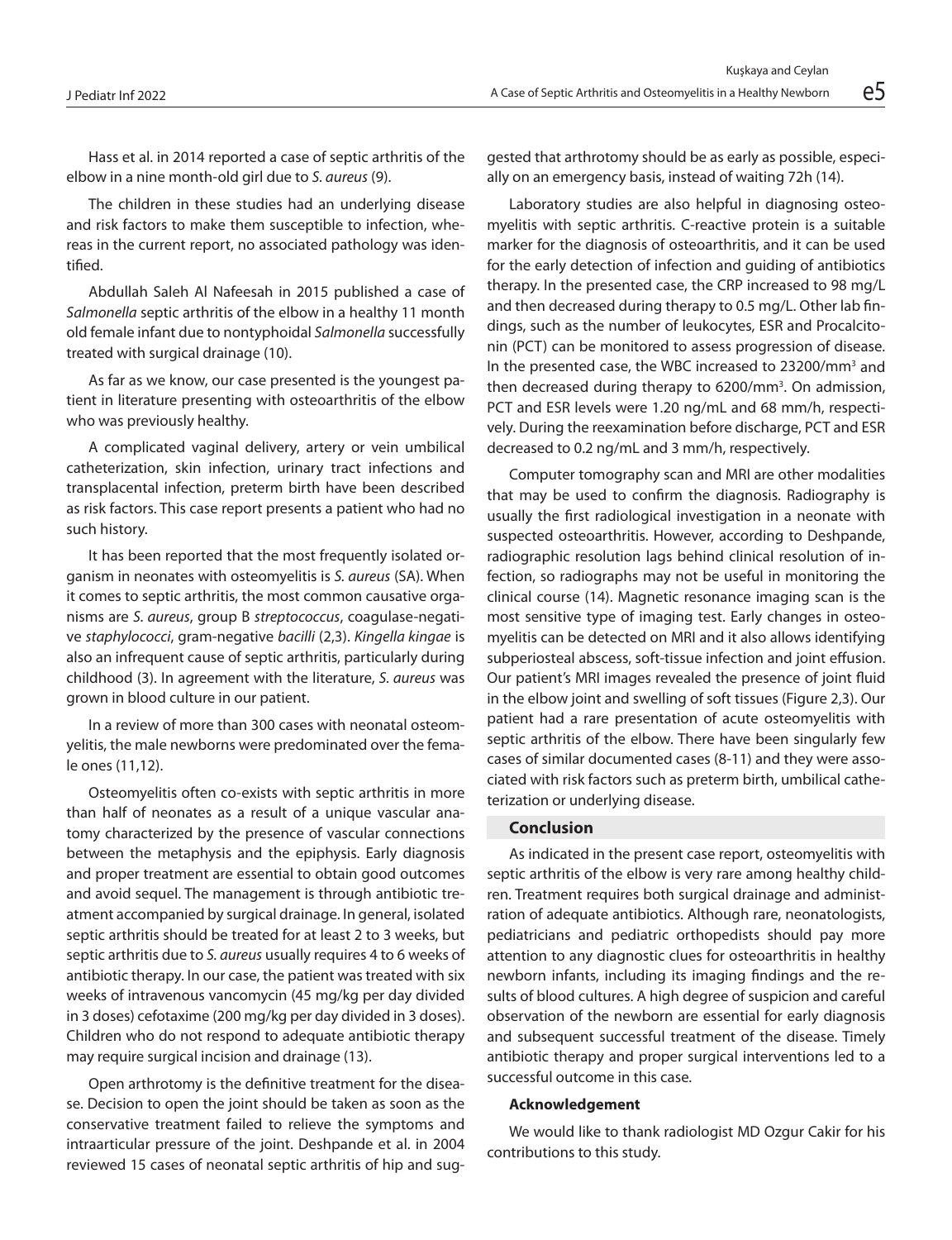Hass et al. in 2014 reported a case of septic arthritis of the elbow in a nine month-old girl due to *S. aureus* (9).

The children in these studies had an underlying disease and risk factors to make them susceptible to infection, whereas in the current report, no associated pathology was identified.

Abdullah Saleh Al Nafeesah in 2015 published a case of *Salmonella* septic arthritis of the elbow in a healthy 11 month old female infant due to nontyphoidal *Salmonella* successfully treated with surgical drainage (10).

As far as we know, our case presented is the youngest patient in literature presenting with osteoarthritis of the elbow who was previously healthy.

A complicated vaginal delivery, artery or vein umbilical catheterization, skin infection, urinary tract infections and transplacental infection, preterm birth have been described as risk factors. This case report presents a patient who had no such history.

It has been reported that the most frequently isolated organism in neonates with osteomyelitis is *S. aureus* (SA). When it comes to septic arthritis, the most common causative organisms are *S. aureus*, group B *streptococcus*, coagulase-negative *staphylococci*, gram-negative *bacilli* (2,3). *Kingella kingae* is also an infrequent cause of septic arthritis, particularly during childhood (3). In agreement with the literature, *S. aureus* was grown in blood culture in our patient.

In a review of more than 300 cases with neonatal osteomyelitis, the male newborns were predominated over the female ones (11,12).

Osteomyelitis often co-exists with septic arthritis in more than half of neonates as a result of a unique vascular anatomy characterized by the presence of vascular connections between the metaphysis and the epiphysis. Early diagnosis and proper treatment are essential to obtain good outcomes and avoid sequel. The management is through antibiotic treatment accompanied by surgical drainage. In general, isolated septic arthritis should be treated for at least 2 to 3 weeks, but septic arthritis due to *S. aureus* usually requires 4 to 6 weeks of antibiotic therapy. In our case, the patient was treated with six weeks of intravenous vancomycin (45 mg/kg per day divided in 3 doses) cefotaxime (200 mg/kg per day divided in 3 doses). Children who do not respond to adequate antibiotic therapy may require surgical incision and drainage (13).

Open arthrotomy is the definitive treatment for the disease. Decision to open the joint should be taken as soon as the conservative treatment failed to relieve the symptoms and intraarticular pressure of the joint. Deshpande et al. in 2004 reviewed 15 cases of neonatal septic arthritis of hip and suggested that arthrotomy should be as early as possible, especially on an emergency basis, instead of waiting 72h (14).

Laboratory studies are also helpful in diagnosing osteomyelitis with septic arthritis. C-reactive protein is a suitable marker for the diagnosis of osteoarthritis, and it can be used for the early detection of infection and guiding of antibiotics therapy. In the presented case, the CRP increased to 98 mg/L and then decreased during therapy to 0.5 mg/L. Other lab findings, such as the number of leukocytes, ESR and Procalcitonin (PCT) can be monitored to assess progression of disease. In the presented case, the WBC increased to 23200/mm$^3$ and then decreased during therapy to 6200/mm$^3$. On admission, PCT and ESR levels were 1.20 ng/mL and 68 mm/h, respectively. During the reexamination before discharge, PCT and ESR decreased to 0.2 ng/mL and 3 mm/h, respectively.

Computer tomography scan and MRI are other modalities that may be used to confirm the diagnosis. Radiography is usually the first radiological investigation in a neonate with suspected osteoarthritis. However, according to Deshpande, radiographic resolution lags behind clinical resolution of infection, so radiographs may not be useful in monitoring the clinical course (14). Magnetic resonance imaging scan is the most sensitive type of imaging test. Early changes in osteomyelitis can be detected on MRI and it also allows identifying subperiosteal abscess, soft-tissue infection and joint effusion. Our patient's MRI images revealed the presence of joint fluid in the elbow joint and swelling of soft tissues (Figure 2,3). Our patient had a rare presentation of acute osteomyelitis with septic arthritis of the elbow. There have been singularly few cases of similar documented cases (8-11) and they were associated with risk factors such as preterm birth, umbilical catheterization or underlying disease.

## Conclusion

As indicated in the present case report, osteomyelitis with septic arthritis of the elbow is very rare among healthy children. Treatment requires both surgical drainage and administration of adequate antibiotics. Although rare, neonatologists, pediatricians and pediatric orthopedists should pay more attention to any diagnostic clues for osteoarthritis in healthy newborn infants, including its imaging findings and the results of blood cultures. A high degree of suspicion and careful observation of the newborn are essential for early diagnosis and subsequent successful treatment of the disease. Timely antibiotic therapy and proper surgical interventions led to a successful outcome in this case.

### Acknowledgement

We would like to thank radiologist MD Ozgur Cakir for his contributions to this study.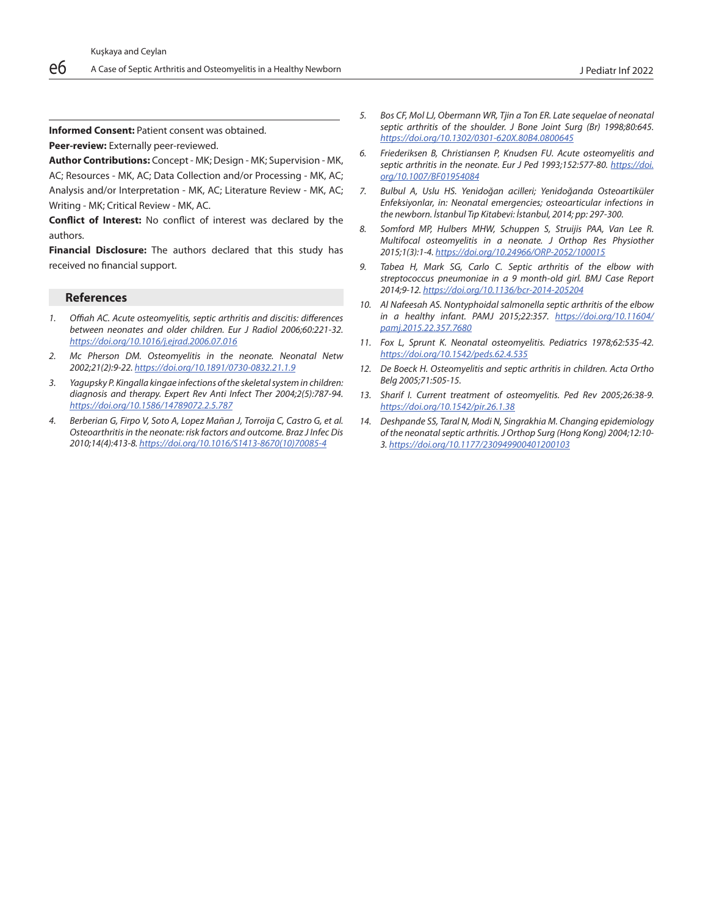**Informed Consent:** Patient consent was obtained.

**Peer-review:** Externally peer-reviewed.

**Author Contributions:** Concept - MK; Design - MK; Supervision - MK, AC; Resources - MK, AC; Data Collection and/or Processing - MK, AC; Analysis and/or Interpretation - MK, AC; Literature Review - MK, AC; Writing - MK; Critical Review - MK, AC.

**Conflict of Interest:** No conflict of interest was declared by the authors.

**Financial Disclosure:** The authors declared that this study has received no financial support.

## References

1. *Offiah AC. Acute osteomyelitis, septic arthritis and discitis: differences between neonates and older children. Eur J Radiol 2006;60:221-32. https://doi.org/10.1016/j.ejrad.2006.07.016*
2. *Mc Pherson DM. Osteomyelitis in the neonate. Neonatal Netw 2002;21(2):9-22. https://doi.org/10.1891/0730-0832.21.1.9*
3. *Yagupsky P. Kingalla kingae infections of the skeletal system in children: diagnosis and therapy. Expert Rev Anti Infect Ther 2004;2(5):787-94. https://doi.org/10.1586/14789072.2.5.787*
4. *Berberian G, Firpo V, Soto A, Lopez Mañan J, Torroija C, Castro G, et al. Osteoarthritis in the neonate: risk factors and outcome. Braz J Infec Dis 2010;14(4):413-8. https://doi.org/10.1016/S1413-8670(10)70085-4*
5. *Bos CF, Mol LJ, Obermann WR, Tjin a Ton ER. Late sequelae of neonatal septic arthritis of the shoulder. J Bone Joint Surg (Br) 1998;80:645. https://doi.org/10.1302/0301-620X.80B4.0800645*
6. *Friederiksen B, Christiansen P, Knudsen FU. Acute osteomyelitis and septic arthritis in the neonate. Eur J Ped 1993;152:577-80. https://doi.org/10.1007/BF01954084*
7. *Bulbul A, Uslu HS. Yenidoğan acilleri; Yenidoğanda Osteoartiküler Enfeksiyonlar, in: Neonatal emergencies; osteoarticular infections in the newborn. İstanbul Tıp Kitabevi: İstanbul, 2014; pp: 297-300.*
8. *Somford MP, Hulbers MHW, Schuppen S, Struijis PAA, Van Lee R. Multifocal osteomyelitis in a neonate. J Orthop Res Physiother 2015;1(3):1-4. https://doi.org/10.24966/ORP-2052/100015*
9. *Tabea H, Mark SG, Carlo C. Septic arthritis of the elbow with streptococcus pneumoniae in a 9 month-old girl. BMJ Case Report 2014;9-12. https://doi.org/10.1136/bcr-2014-205204*
10. *Al Nafeesah AS. Nontyphoidal salmonella septic arthritis of the elbow in a healthy infant. PAMJ 2015;22:357. https://doi.org/10.11604/pamj.2015.22.357.7680*
11. *Fox L, Sprunt K. Neonatal osteomyelitis. Pediatrics 1978;62:535-42. https://doi.org/10.1542/peds.62.4.535*
12. *De Boeck H. Osteomyelitis and septic arthritis in children. Acta Ortho Belg 2005;71:505-15.*
13. *Sharif I. Current treatment of osteomyelitis. Ped Rev 2005;26:38-9. https://doi.org/10.1542/pir.26.1.38*
14. *Deshpande SS, Taral N, Modi N, Singrakhia M. Changing epidemiology of the neonatal septic arthritis. J Orthop Surg (Hong Kong) 2004;12:10-3. https://doi.org/10.1177/230949900401200103*